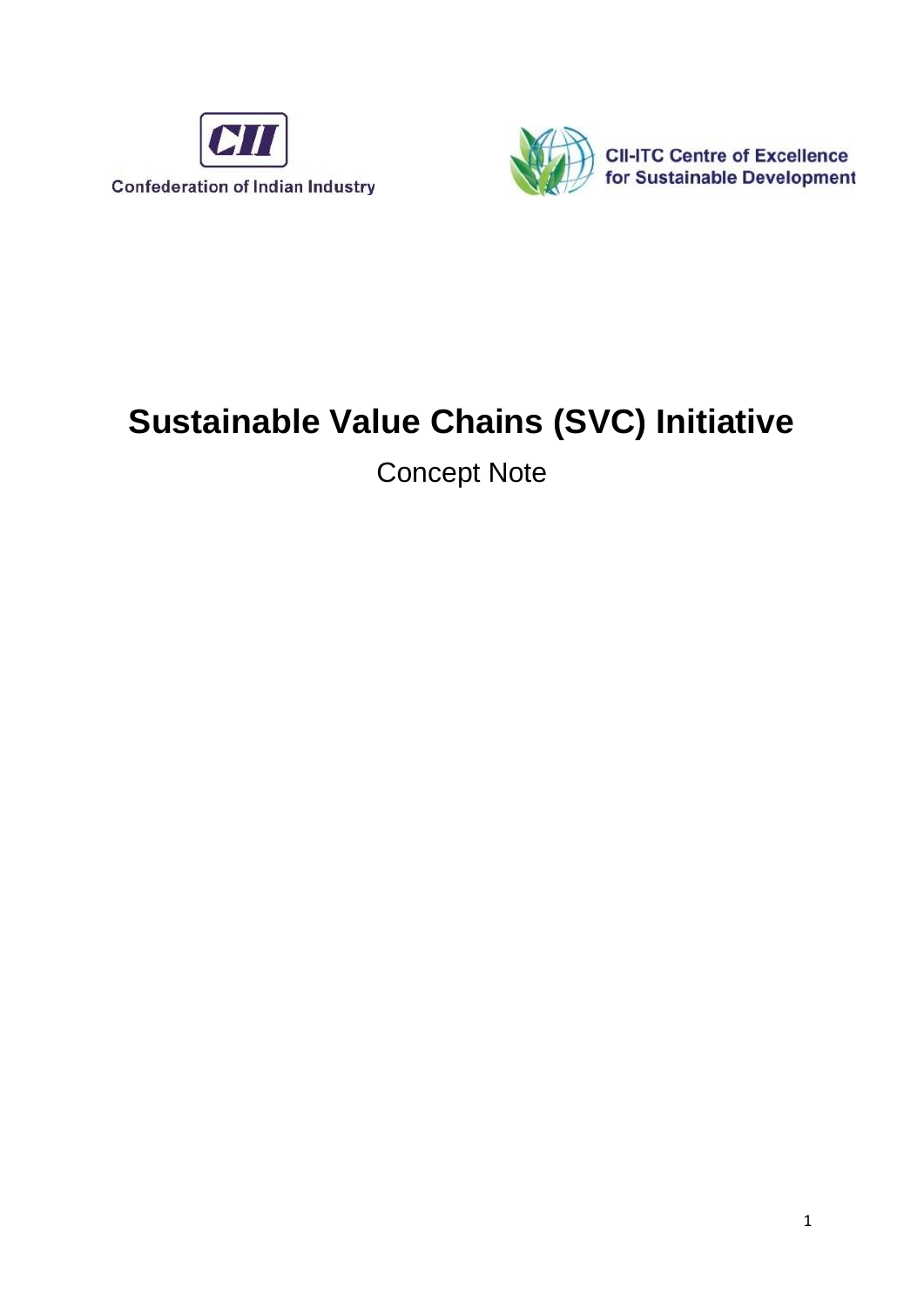Confederation of Indian Industry

CII-ITC Centre of Excellence for Sustainable Development

# Sustainable Value Chains (SVC) Initiative

Concept Note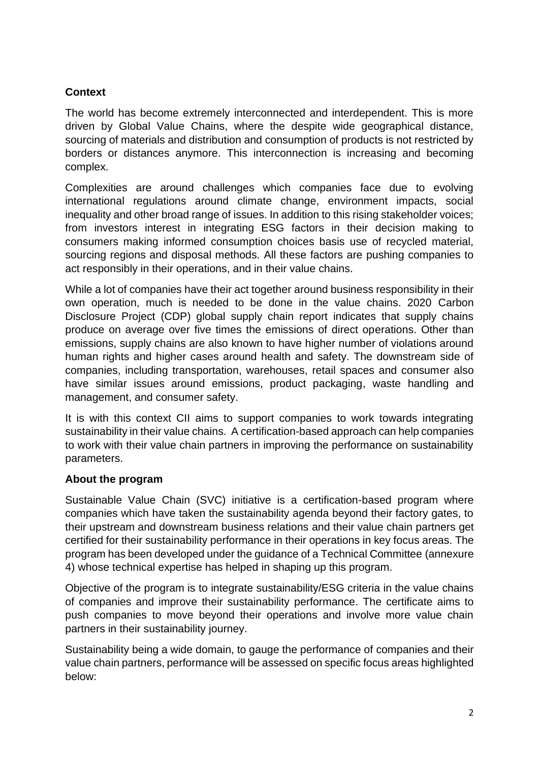**Context**

The world has become extremely interconnected and interdependent. This is more driven by Global Value Chains, where the despite wide geographical distance, sourcing of materials and distribution and consumption of products is not restricted by borders or distances anymore. This interconnection is increasing and becoming complex.

Complexities are around challenges which companies face due to evolving international regulations around climate change, environment impacts, social inequality and other broad range of issues. In addition to this rising stakeholder voices; from investors interest in integrating ESG factors in their decision making to consumers making informed consumption choices basis use of recycled material, sourcing regions and disposal methods. All these factors are pushing companies to act responsibly in their operations, and in their value chains.

While a lot of companies have their act together around business responsibility in their own operation, much is needed to be done in the value chains. 2020 Carbon Disclosure Project (CDP) global supply chain report indicates that supply chains produce on average over five times the emissions of direct operations. Other than emissions, supply chains are also known to have higher number of violations around human rights and higher cases around health and safety. The downstream side of companies, including transportation, warehouses, retail spaces and consumer also have similar issues around emissions, product packaging, waste handling and management, and consumer safety.

It is with this context CII aims to support companies to work towards integrating sustainability in their value chains. A certification-based approach can help companies to work with their value chain partners in improving the performance on sustainability parameters.

**About the program**

Sustainable Value Chain (SVC) initiative is a certification-based program where companies which have taken the sustainability agenda beyond their factory gates, to their upstream and downstream business relations and their value chain partners get certified for their sustainability performance in their operations in key focus areas. The program has been developed under the guidance of a Technical Committee (annexure 4) whose technical expertise has helped in shaping up this program.

Objective of the program is to integrate sustainability/ESG criteria in the value chains of companies and improve their sustainability performance. The certificate aims to push companies to move beyond their operations and involve more value chain partners in their sustainability journey.

Sustainability being a wide domain, to gauge the performance of companies and their value chain partners, performance will be assessed on specific focus areas highlighted below: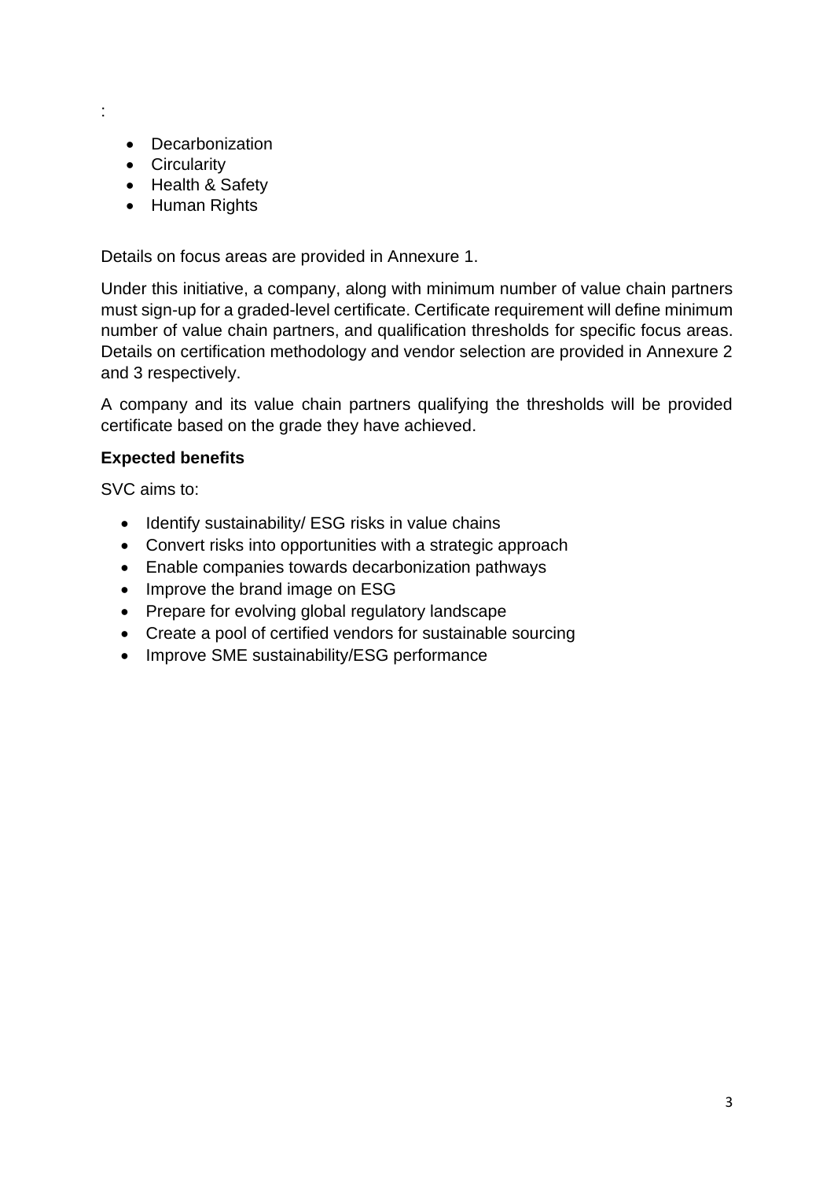:

- Decarbonization
- Circularity
- Health & Safety
- Human Rights

Details on focus areas are provided in Annexure 1.

Under this initiative, a company, along with minimum number of value chain partners must sign-up for a graded-level certificate. Certificate requirement will define minimum number of value chain partners, and qualification thresholds for specific focus areas. Details on certification methodology and vendor selection are provided in Annexure 2 and 3 respectively.

A company and its value chain partners qualifying the thresholds will be provided certificate based on the grade they have achieved.

**Expected benefits**

SVC aims to:

- Identify sustainability/ ESG risks in value chains
- Convert risks into opportunities with a strategic approach
- Enable companies towards decarbonization pathways
- Improve the brand image on ESG
- Prepare for evolving global regulatory landscape
- Create a pool of certified vendors for sustainable sourcing
- Improve SME sustainability/ESG performance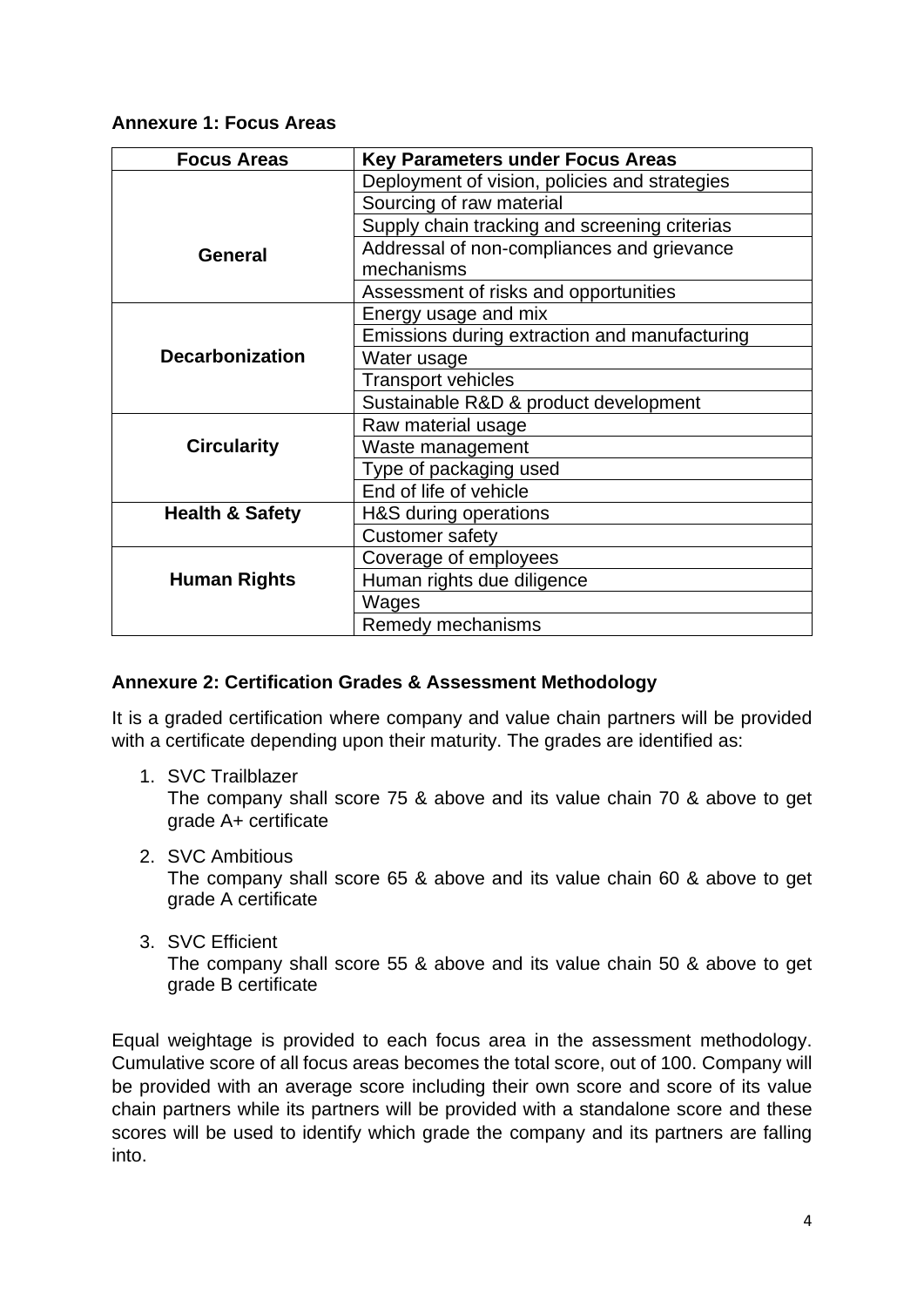**Annexure 1: Focus Areas**

| Focus Areas | Key Parameters under Focus Areas |
|---|---|
| General | Deployment of vision, policies and strategies |
| | Sourcing of raw material |
| | Supply chain tracking and screening criterias |
| | Addressal of non-compliances and grievance mechanisms |
| | Assessment of risks and opportunities |
| Decarbonization | Energy usage and mix |
| | Emissions during extraction and manufacturing |
| | Water usage |
| | Transport vehicles |
| | Sustainable R&D & product development |
| Circularity | Raw material usage |
| | Waste management |
| | Type of packaging used |
| | End of life of vehicle |
| Health & Safety | H&S during operations |
| | Customer safety |
| Human Rights | Coverage of employees |
| | Human rights due diligence |
| | Wages |
| | Remedy mechanisms |

**Annexure 2: Certification Grades & Assessment Methodology**

It is a graded certification where company and value chain partners will be provided with a certificate depending upon their maturity. The grades are identified as:

1. SVC Trailblazer
   The company shall score 75 & above and its value chain 70 & above to get grade A+ certificate

2. SVC Ambitious
   The company shall score 65 & above and its value chain 60 & above to get grade A certificate

3. SVC Efficient
   The company shall score 55 & above and its value chain 50 & above to get grade B certificate

Equal weightage is provided to each focus area in the assessment methodology. Cumulative score of all focus areas becomes the total score, out of 100. Company will be provided with an average score including their own score and score of its value chain partners while its partners will be provided with a standalone score and these scores will be used to identify which grade the company and its partners are falling into.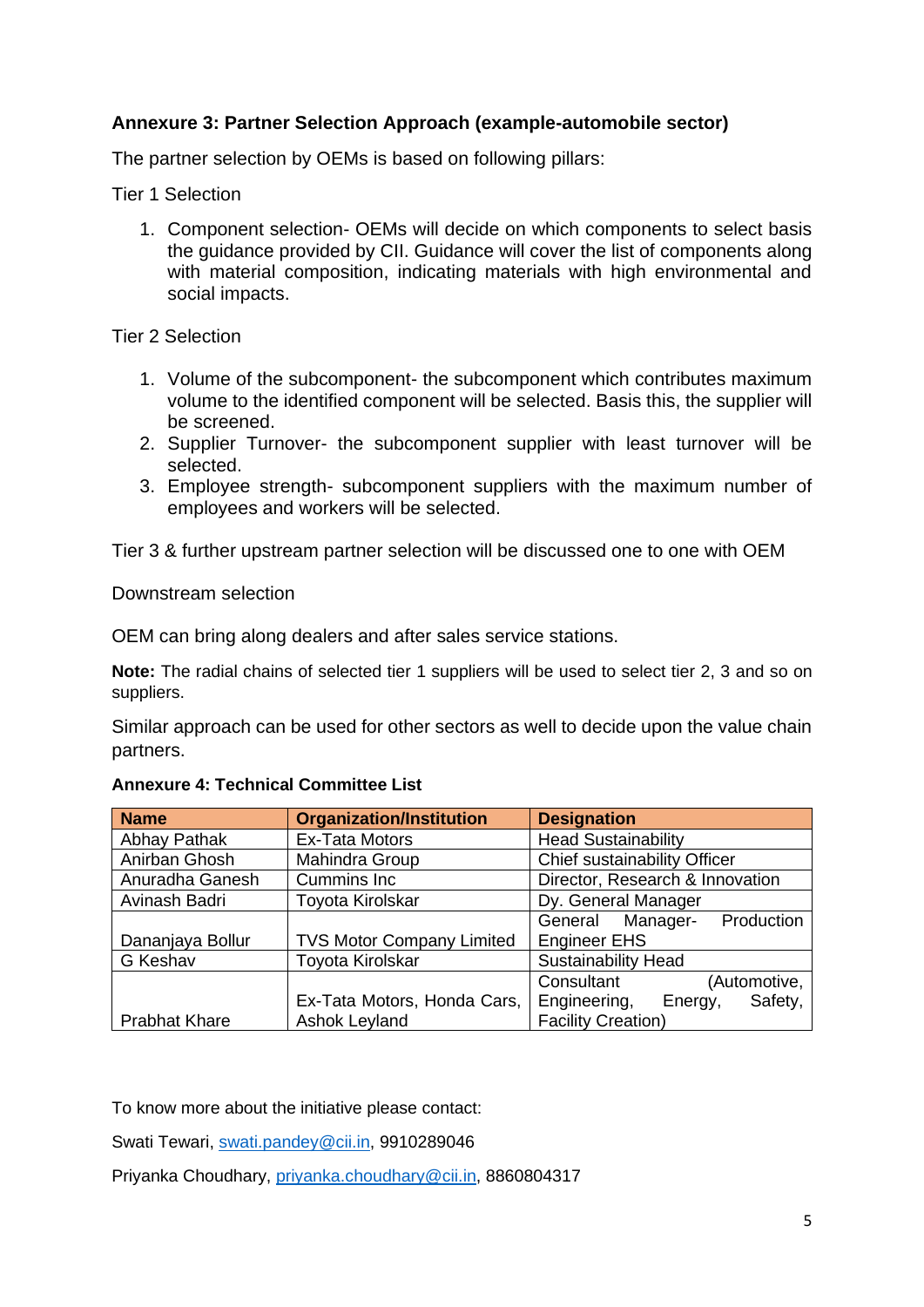**Annexure 3: Partner Selection Approach (example-automobile sector)**

The partner selection by OEMs is based on following pillars:

Tier 1 Selection

1. Component selection- OEMs will decide on which components to select basis the guidance provided by CII. Guidance will cover the list of components along with material composition, indicating materials with high environmental and social impacts.

Tier 2 Selection

1. Volume of the subcomponent- the subcomponent which contributes maximum volume to the identified component will be selected. Basis this, the supplier will be screened.
2. Supplier Turnover- the subcomponent supplier with least turnover will be selected.
3. Employee strength- subcomponent suppliers with the maximum number of employees and workers will be selected.

Tier 3 & further upstream partner selection will be discussed one to one with OEM

Downstream selection

OEM can bring along dealers and after sales service stations.

**Note:** The radial chains of selected tier 1 suppliers will be used to select tier 2, 3 and so on suppliers.

Similar approach can be used for other sectors as well to decide upon the value chain partners.

**Annexure 4: Technical Committee List**

| Name | Organization/Institution | Designation |
|---|---|---|
| Abhay Pathak | Ex-Tata Motors | Head Sustainability |
| Anirban Ghosh | Mahindra Group | Chief sustainability Officer |
| Anuradha Ganesh | Cummins Inc | Director, Research & Innovation |
| Avinash Badri | Toyota Kirolskar | Dy. General Manager |
| Dananjaya Bollur | TVS Motor Company Limited | General Manager- Production Engineer EHS |
| G Keshav | Toyota Kirolskar | Sustainability Head |
| Prabhat Khare | Ex-Tata Motors, Honda Cars, Ashok Leyland | Consultant (Automotive, Engineering, Energy, Safety, Facility Creation) |

To know more about the initiative please contact:

Swati Tewari, swati.pandey@cii.in, 9910289046

Priyanka Choudhary, priyanka.choudhary@cii.in, 8860804317